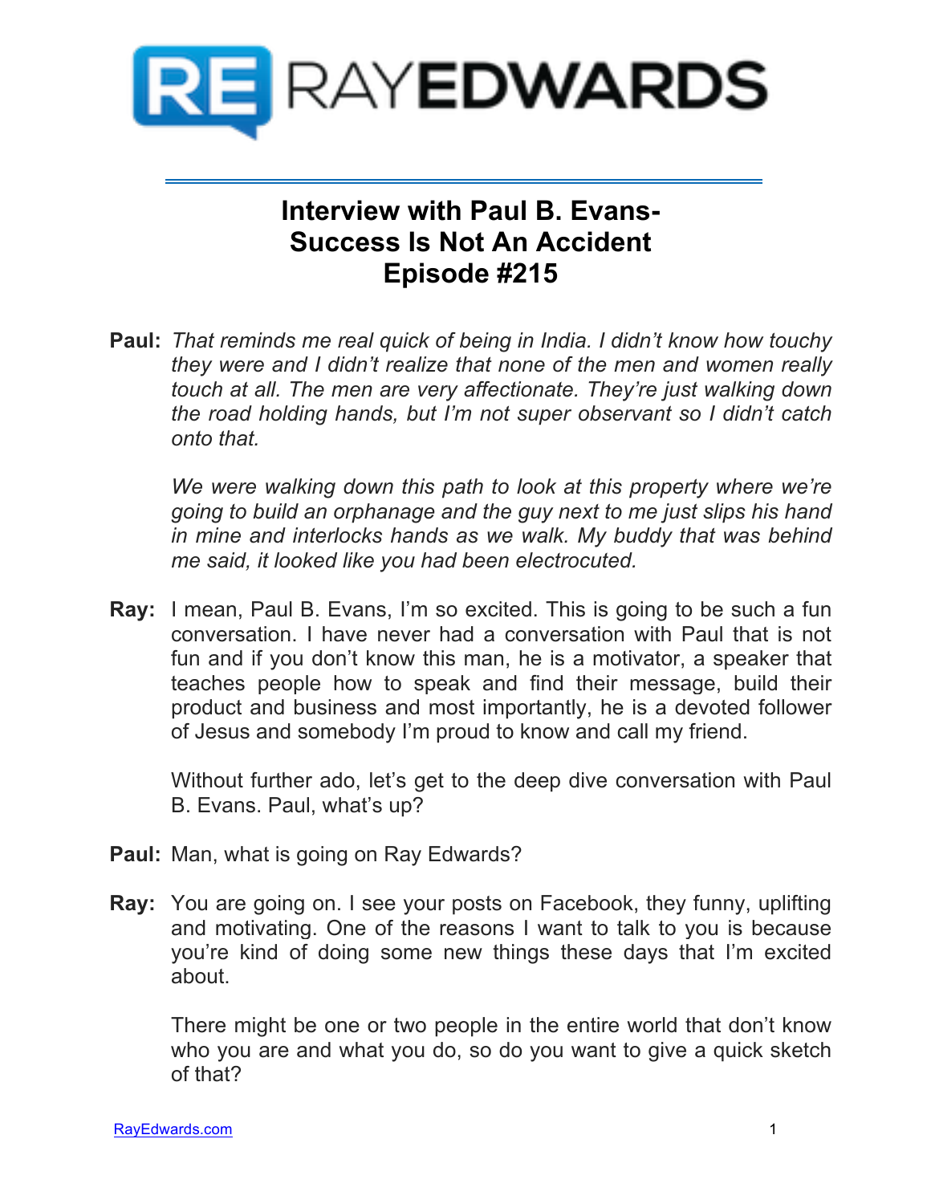# Interview with Paul B. Evans- Success Is Not An Accident Episode #215

**Paul:** *That reminds me real quick of being in India. I didn't know how touchy they were and I didn't realize that none of the men and women really touch at all. The men are very affectionate. They're just walking down the road holding hands, but I'm not super observant so I didn't catch onto that.*

*We were walking down this path to look at this property where we're going to build an orphanage and the guy next to me just slips his hand in mine and interlocks hands as we walk. My buddy that was behind me said, it looked like you had been electrocuted.*

**Ray:** I mean, Paul B. Evans, I'm so excited. This is going to be such a fun conversation. I have never had a conversation with Paul that is not fun and if you don't know this man, he is a motivator, a speaker that teaches people how to speak and find their message, build their product and business and most importantly, he is a devoted follower of Jesus and somebody I'm proud to know and call my friend.

Without further ado, let's get to the deep dive conversation with Paul B. Evans. Paul, what's up?

**Paul:** Man, what is going on Ray Edwards?

**Ray:** You are going on. I see your posts on Facebook, they funny, uplifting and motivating. One of the reasons I want to talk to you is because you're kind of doing some new things these days that I'm excited about.

There might be one or two people in the entire world that don't know who you are and what you do, so do you want to give a quick sketch of that?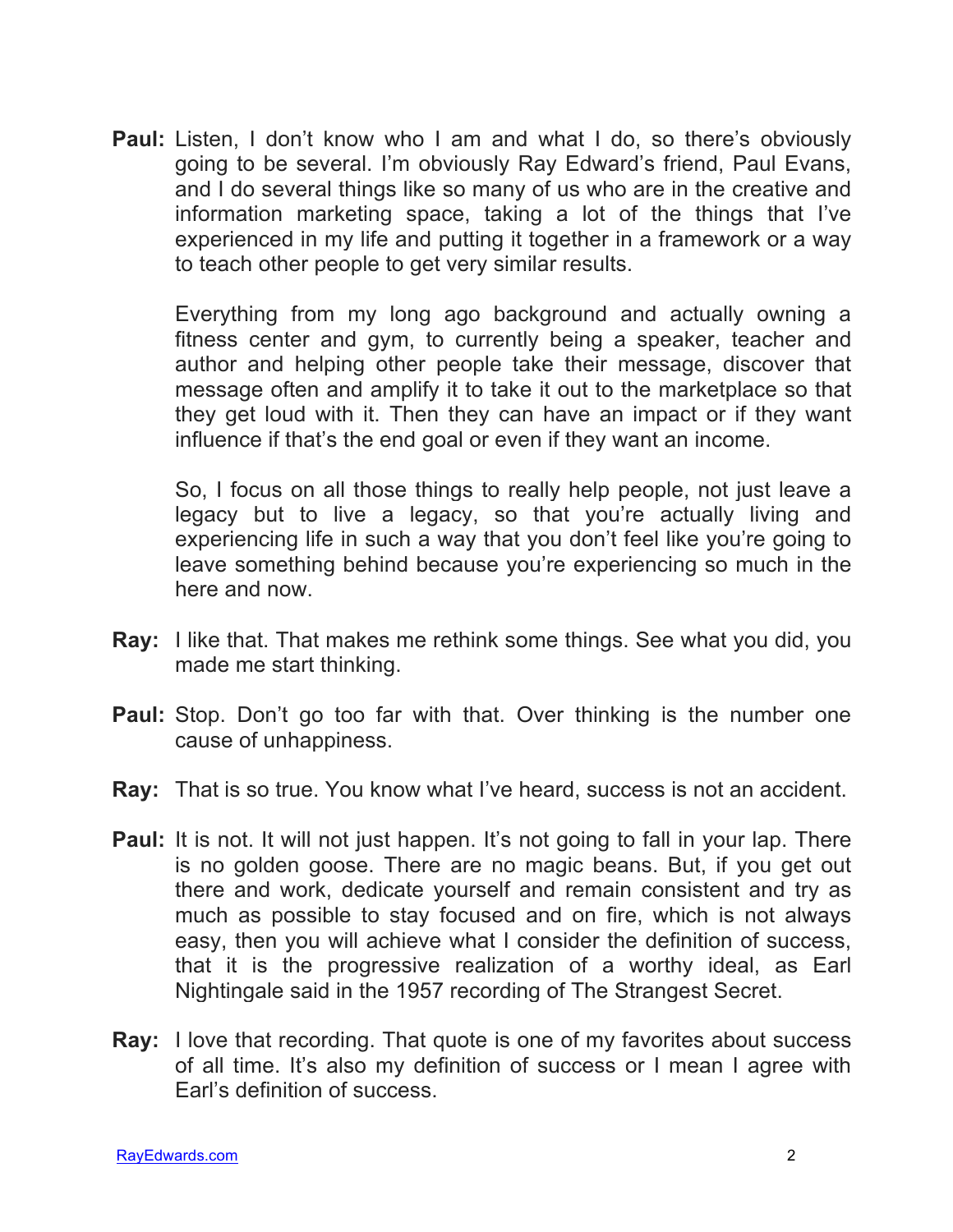**Paul:** Listen, I don't know who I am and what I do, so there's obviously going to be several. I'm obviously Ray Edward's friend, Paul Evans, and I do several things like so many of us who are in the creative and information marketing space, taking a lot of the things that I've experienced in my life and putting it together in a framework or a way to teach other people to get very similar results.

Everything from my long ago background and actually owning a fitness center and gym, to currently being a speaker, teacher and author and helping other people take their message, discover that message often and amplify it to take it out to the marketplace so that they get loud with it. Then they can have an impact or if they want influence if that's the end goal or even if they want an income.

So, I focus on all those things to really help people, not just leave a legacy but to live a legacy, so that you're actually living and experiencing life in such a way that you don't feel like you're going to leave something behind because you're experiencing so much in the here and now.

**Ray:** I like that. That makes me rethink some things. See what you did, you made me start thinking.

**Paul:** Stop. Don't go too far with that. Over thinking is the number one cause of unhappiness.

**Ray:** That is so true. You know what I've heard, success is not an accident.

**Paul:** It is not. It will not just happen. It's not going to fall in your lap. There is no golden goose. There are no magic beans. But, if you get out there and work, dedicate yourself and remain consistent and try as much as possible to stay focused and on fire, which is not always easy, then you will achieve what I consider the definition of success, that it is the progressive realization of a worthy ideal, as Earl Nightingale said in the 1957 recording of The Strangest Secret.

**Ray:** I love that recording. That quote is one of my favorites about success of all time. It's also my definition of success or I mean I agree with Earl's definition of success.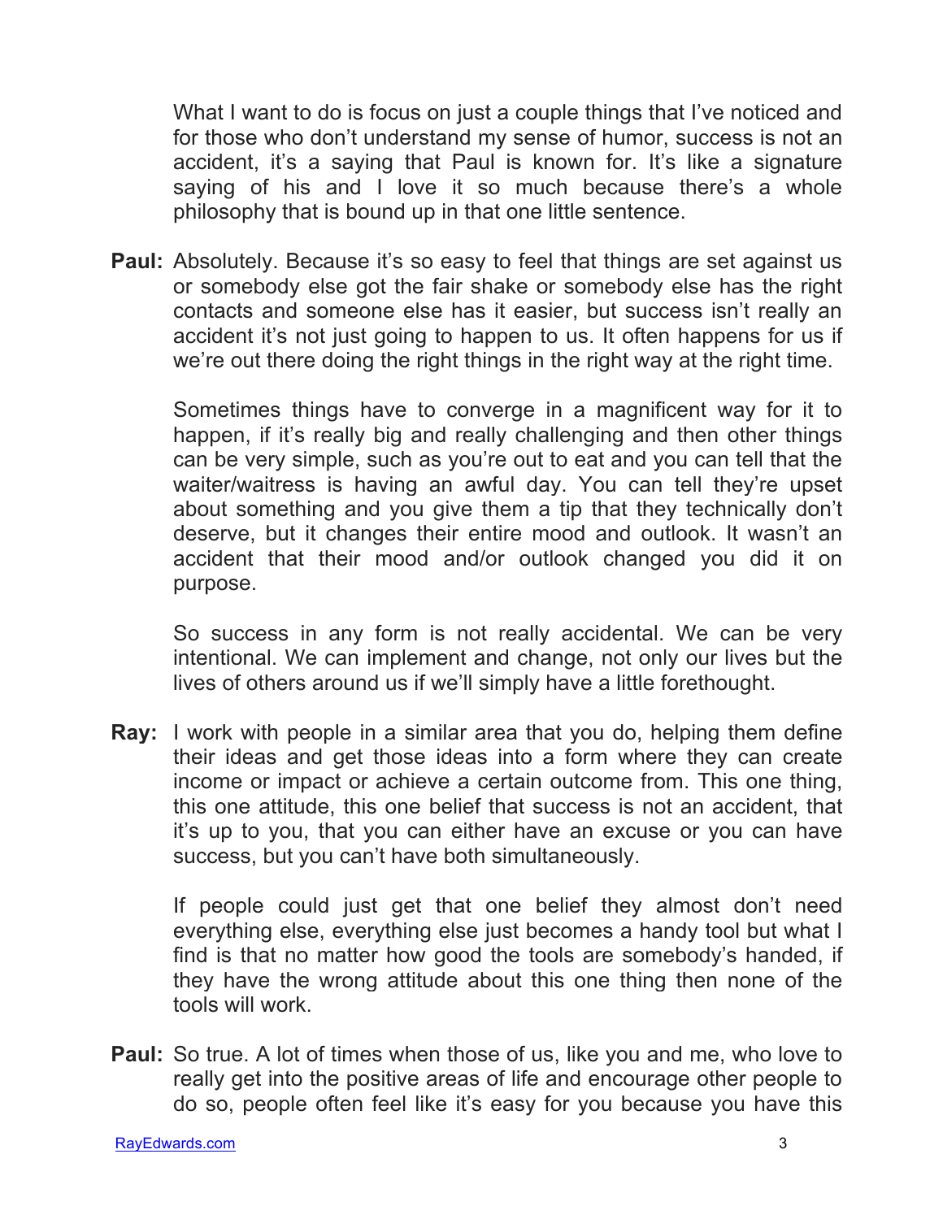What I want to do is focus on just a couple things that I've noticed and for those who don't understand my sense of humor, success is not an accident, it's a saying that Paul is known for. It's like a signature saying of his and I love it so much because there's a whole philosophy that is bound up in that one little sentence.

**Paul:** Absolutely. Because it's so easy to feel that things are set against us or somebody else got the fair shake or somebody else has the right contacts and someone else has it easier, but success isn't really an accident it's not just going to happen to us. It often happens for us if we're out there doing the right things in the right way at the right time.

Sometimes things have to converge in a magnificent way for it to happen, if it's really big and really challenging and then other things can be very simple, such as you're out to eat and you can tell that the waiter/waitress is having an awful day. You can tell they're upset about something and you give them a tip that they technically don't deserve, but it changes their entire mood and outlook. It wasn't an accident that their mood and/or outlook changed you did it on purpose.

So success in any form is not really accidental. We can be very intentional. We can implement and change, not only our lives but the lives of others around us if we'll simply have a little forethought.

**Ray:** I work with people in a similar area that you do, helping them define their ideas and get those ideas into a form where they can create income or impact or achieve a certain outcome from. This one thing, this one attitude, this one belief that success is not an accident, that it's up to you, that you can either have an excuse or you can have success, but you can't have both simultaneously.

If people could just get that one belief they almost don't need everything else, everything else just becomes a handy tool but what I find is that no matter how good the tools are somebody's handed, if they have the wrong attitude about this one thing then none of the tools will work.

**Paul:** So true. A lot of times when those of us, like you and me, who love to really get into the positive areas of life and encourage other people to do so, people often feel like it's easy for you because you have this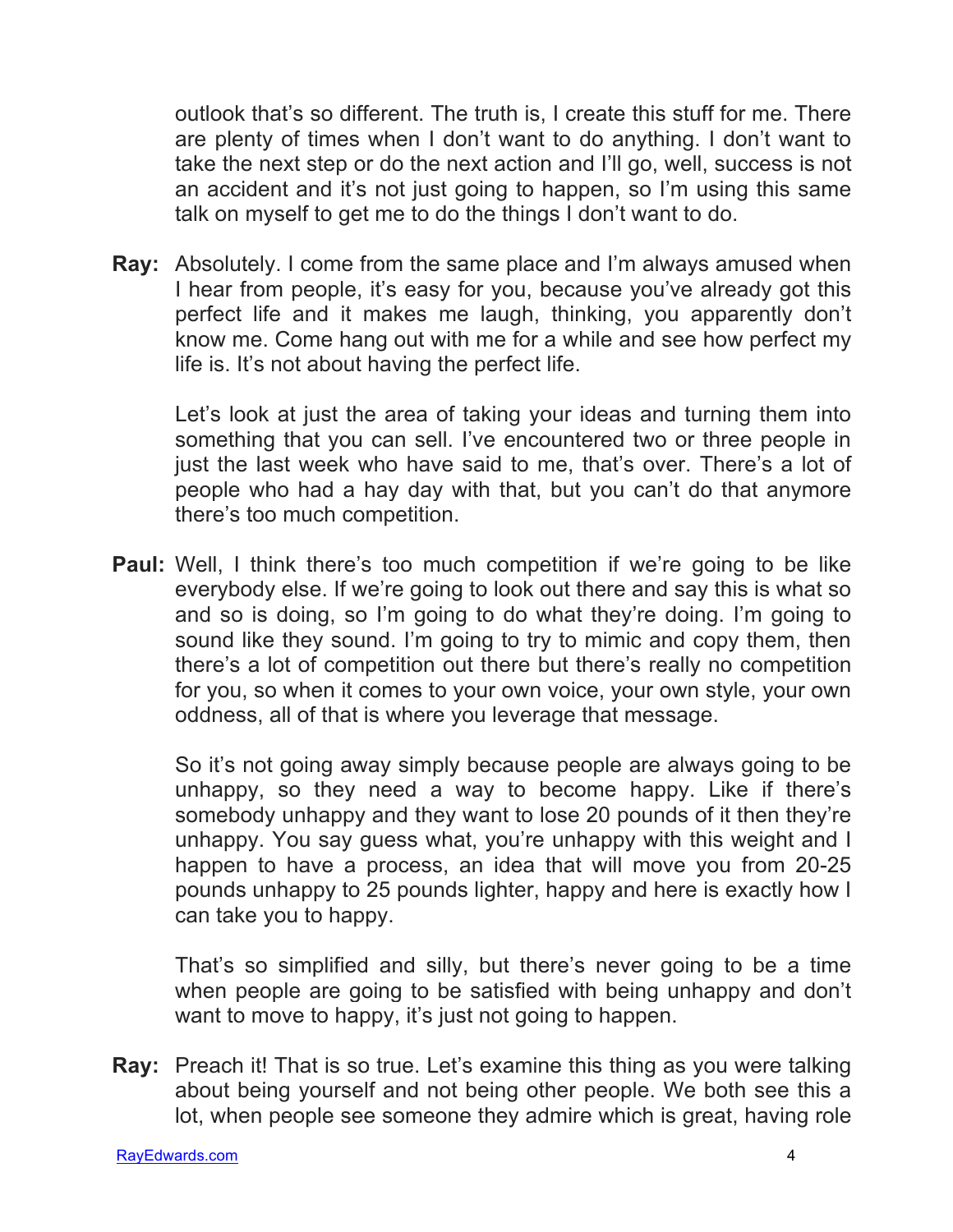outlook that's so different. The truth is, I create this stuff for me. There are plenty of times when I don't want to do anything. I don't want to take the next step or do the next action and I'll go, well, success is not an accident and it's not just going to happen, so I'm using this same talk on myself to get me to do the things I don't want to do.

**Ray:** Absolutely. I come from the same place and I'm always amused when I hear from people, it's easy for you, because you've already got this perfect life and it makes me laugh, thinking, you apparently don't know me. Come hang out with me for a while and see how perfect my life is. It's not about having the perfect life.

Let's look at just the area of taking your ideas and turning them into something that you can sell. I've encountered two or three people in just the last week who have said to me, that's over. There's a lot of people who had a hay day with that, but you can't do that anymore there's too much competition.

**Paul:** Well, I think there's too much competition if we're going to be like everybody else. If we're going to look out there and say this is what so and so is doing, so I'm going to do what they're doing. I'm going to sound like they sound. I'm going to try to mimic and copy them, then there's a lot of competition out there but there's really no competition for you, so when it comes to your own voice, your own style, your own oddness, all of that is where you leverage that message.

So it's not going away simply because people are always going to be unhappy, so they need a way to become happy. Like if there's somebody unhappy and they want to lose 20 pounds of it then they're unhappy. You say guess what, you're unhappy with this weight and I happen to have a process, an idea that will move you from 20-25 pounds unhappy to 25 pounds lighter, happy and here is exactly how I can take you to happy.

That's so simplified and silly, but there's never going to be a time when people are going to be satisfied with being unhappy and don't want to move to happy, it's just not going to happen.

**Ray:** Preach it! That is so true. Let's examine this thing as you were talking about being yourself and not being other people. We both see this a lot, when people see someone they admire which is great, having role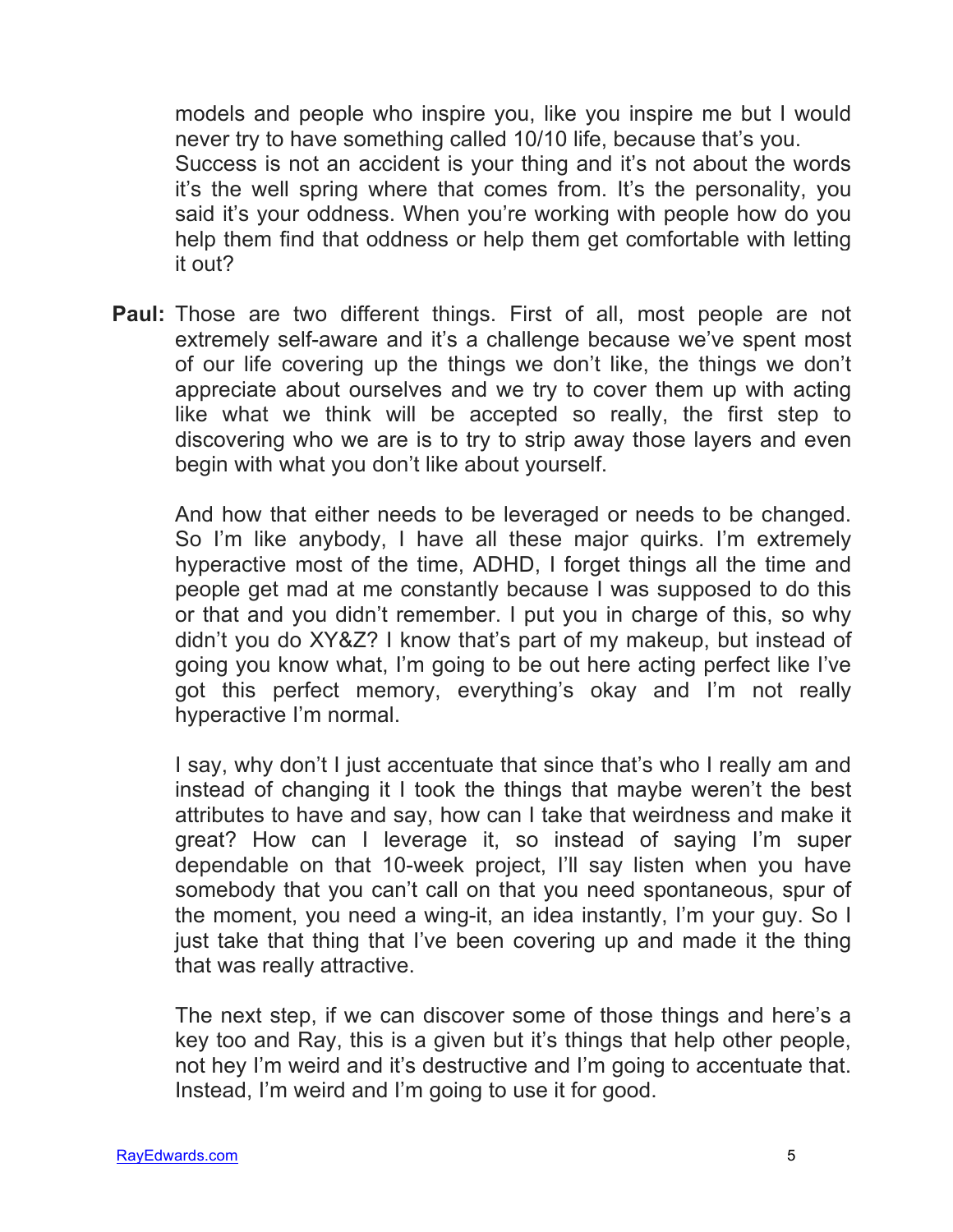models and people who inspire you, like you inspire me but I would never try to have something called 10/10 life, because that's you. Success is not an accident is your thing and it's not about the words it's the well spring where that comes from. It's the personality, you said it's your oddness. When you're working with people how do you help them find that oddness or help them get comfortable with letting it out?

**Paul:** Those are two different things. First of all, most people are not extremely self-aware and it's a challenge because we've spent most of our life covering up the things we don't like, the things we don't appreciate about ourselves and we try to cover them up with acting like what we think will be accepted so really, the first step to discovering who we are is to try to strip away those layers and even begin with what you don't like about yourself.

And how that either needs to be leveraged or needs to be changed. So I'm like anybody, I have all these major quirks. I'm extremely hyperactive most of the time, ADHD, I forget things all the time and people get mad at me constantly because I was supposed to do this or that and you didn't remember. I put you in charge of this, so why didn't you do XY&Z? I know that's part of my makeup, but instead of going you know what, I'm going to be out here acting perfect like I've got this perfect memory, everything's okay and I'm not really hyperactive I'm normal.

I say, why don't I just accentuate that since that's who I really am and instead of changing it I took the things that maybe weren't the best attributes to have and say, how can I take that weirdness and make it great? How can I leverage it, so instead of saying I'm super dependable on that 10-week project, I'll say listen when you have somebody that you can't call on that you need spontaneous, spur of the moment, you need a wing-it, an idea instantly, I'm your guy. So I just take that thing that I've been covering up and made it the thing that was really attractive.

The next step, if we can discover some of those things and here's a key too and Ray, this is a given but it's things that help other people, not hey I'm weird and it's destructive and I'm going to accentuate that. Instead, I'm weird and I'm going to use it for good.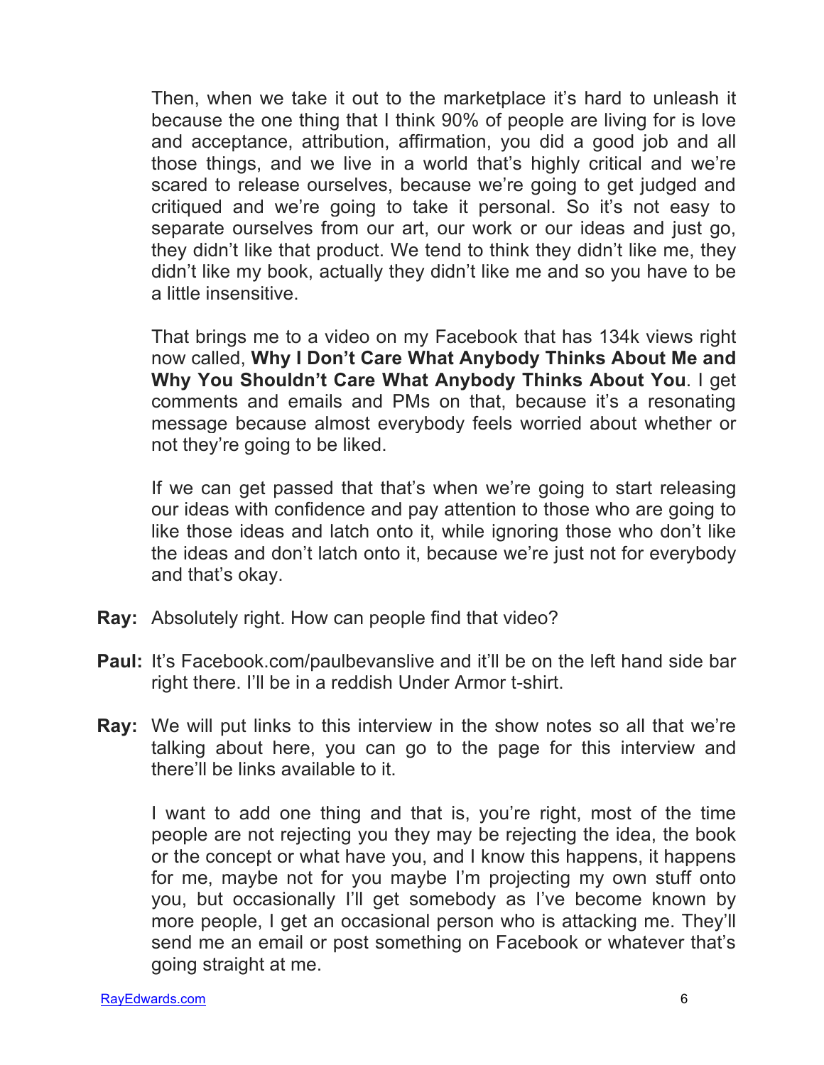Then, when we take it out to the marketplace it's hard to unleash it because the one thing that I think 90% of people are living for is love and acceptance, attribution, affirmation, you did a good job and all those things, and we live in a world that's highly critical and we're scared to release ourselves, because we're going to get judged and critiqued and we're going to take it personal. So it's not easy to separate ourselves from our art, our work or our ideas and just go, they didn't like that product. We tend to think they didn't like me, they didn't like my book, actually they didn't like me and so you have to be a little insensitive.

That brings me to a video on my Facebook that has 134k views right now called, **Why I Don't Care What Anybody Thinks About Me and Why You Shouldn't Care What Anybody Thinks About You**. I get comments and emails and PMs on that, because it's a resonating message because almost everybody feels worried about whether or not they're going to be liked.

If we can get passed that that's when we're going to start releasing our ideas with confidence and pay attention to those who are going to like those ideas and latch onto it, while ignoring those who don't like the ideas and don't latch onto it, because we're just not for everybody and that's okay.

**Ray:** Absolutely right. How can people find that video?

**Paul:** It's Facebook.com/paulbevanslive and it'll be on the left hand side bar right there. I'll be in a reddish Under Armor t-shirt.

**Ray:** We will put links to this interview in the show notes so all that we're talking about here, you can go to the page for this interview and there'll be links available to it.

I want to add one thing and that is, you're right, most of the time people are not rejecting you they may be rejecting the idea, the book or the concept or what have you, and I know this happens, it happens for me, maybe not for you maybe I'm projecting my own stuff onto you, but occasionally I'll get somebody as I've become known by more people, I get an occasional person who is attacking me. They'll send me an email or post something on Facebook or whatever that's going straight at me.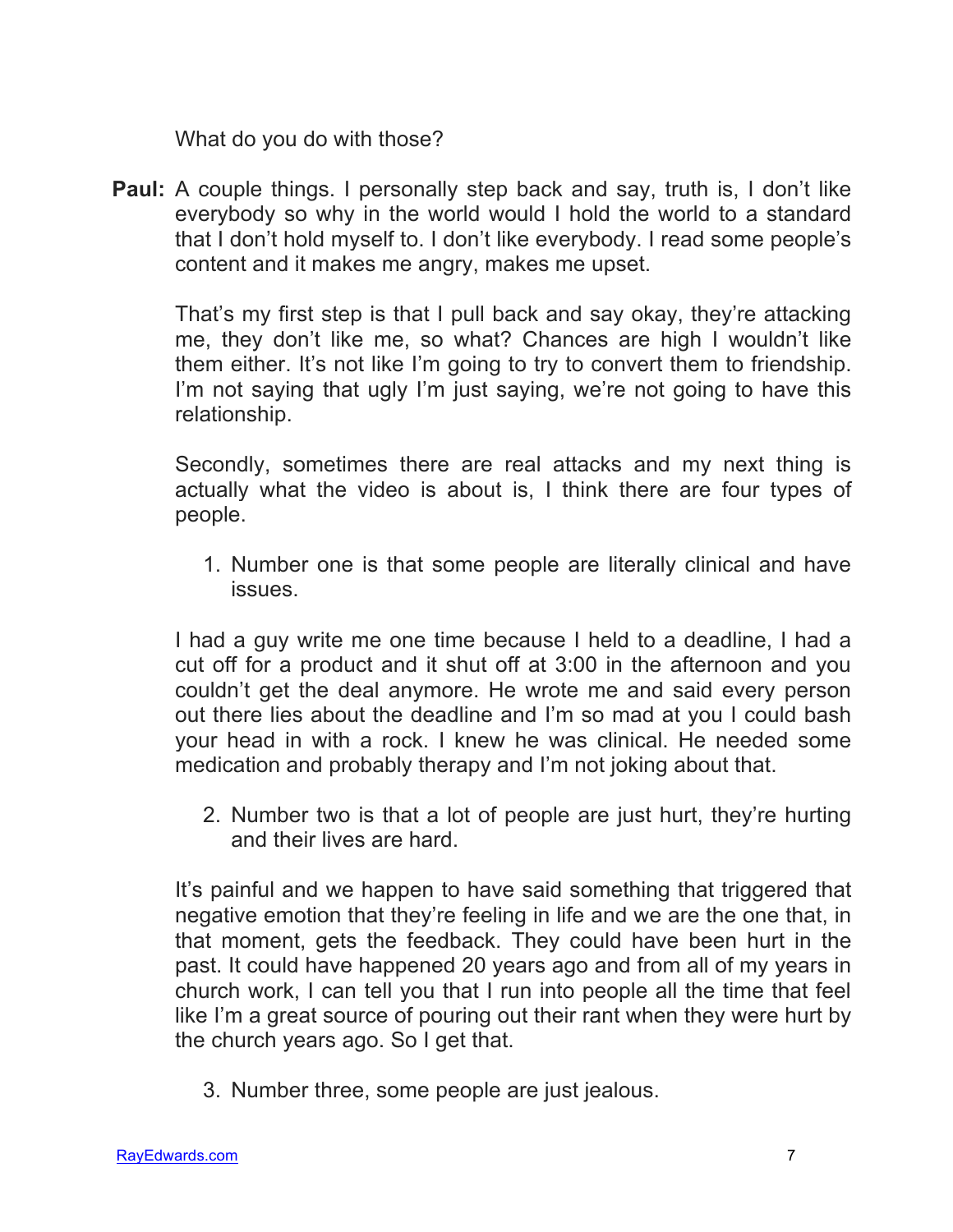What do you do with those?

**Paul:** A couple things. I personally step back and say, truth is, I don't like everybody so why in the world would I hold the world to a standard that I don't hold myself to. I don't like everybody. I read some people's content and it makes me angry, makes me upset.

That's my first step is that I pull back and say okay, they're attacking me, they don't like me, so what? Chances are high I wouldn't like them either. It's not like I'm going to try to convert them to friendship. I'm not saying that ugly I'm just saying, we're not going to have this relationship.

Secondly, sometimes there are real attacks and my next thing is actually what the video is about is, I think there are four types of people.

1. Number one is that some people are literally clinical and have issues.

I had a guy write me one time because I held to a deadline, I had a cut off for a product and it shut off at 3:00 in the afternoon and you couldn't get the deal anymore. He wrote me and said every person out there lies about the deadline and I'm so mad at you I could bash your head in with a rock. I knew he was clinical. He needed some medication and probably therapy and I'm not joking about that.

2. Number two is that a lot of people are just hurt, they're hurting and their lives are hard.

It's painful and we happen to have said something that triggered that negative emotion that they're feeling in life and we are the one that, in that moment, gets the feedback. They could have been hurt in the past. It could have happened 20 years ago and from all of my years in church work, I can tell you that I run into people all the time that feel like I'm a great source of pouring out their rant when they were hurt by the church years ago. So I get that.

3. Number three, some people are just jealous.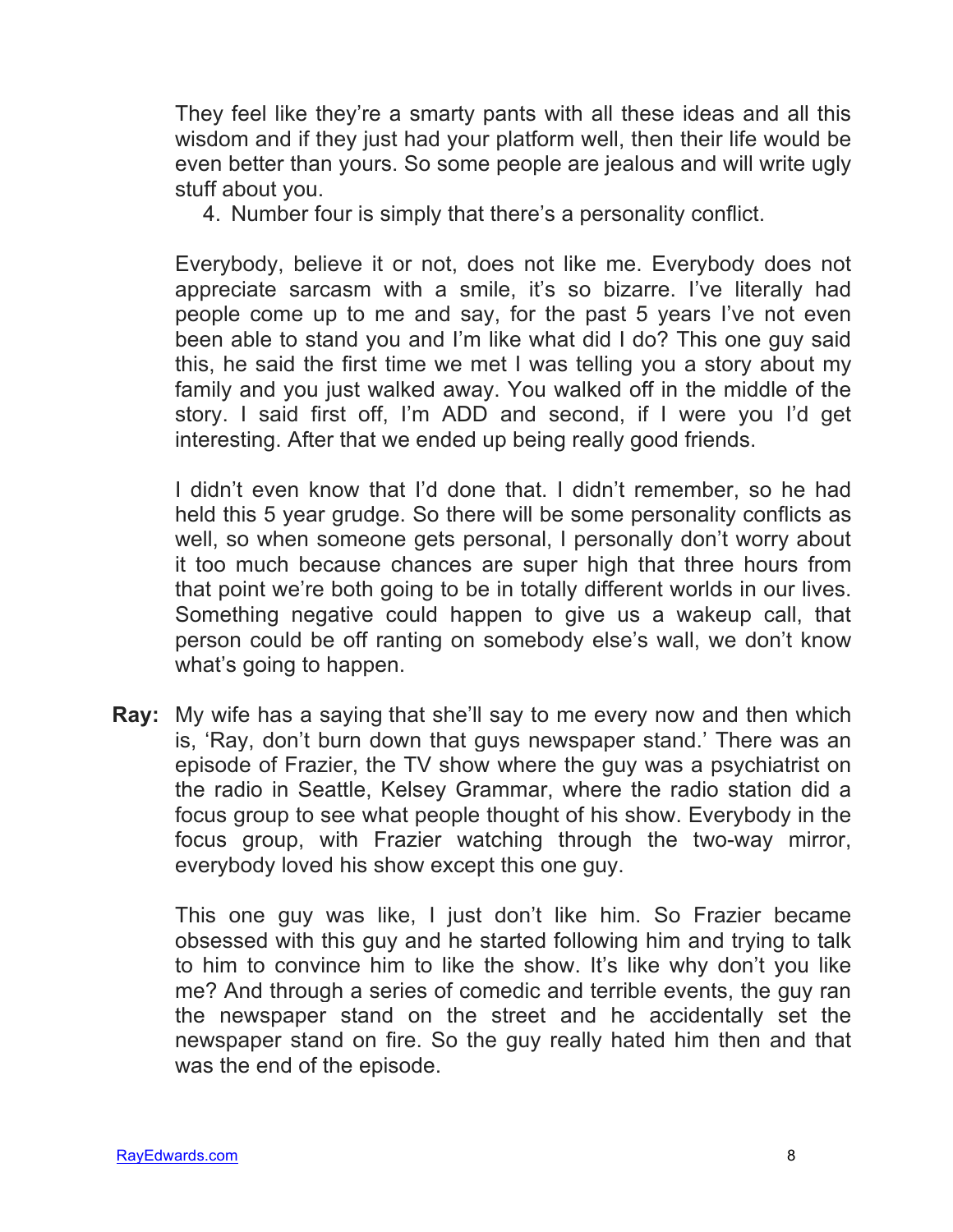They feel like they're a smarty pants with all these ideas and all this wisdom and if they just had your platform well, then their life would be even better than yours. So some people are jealous and will write ugly stuff about you.

4. Number four is simply that there's a personality conflict.

Everybody, believe it or not, does not like me. Everybody does not appreciate sarcasm with a smile, it's so bizarre. I've literally had people come up to me and say, for the past 5 years I've not even been able to stand you and I'm like what did I do? This one guy said this, he said the first time we met I was telling you a story about my family and you just walked away. You walked off in the middle of the story. I said first off, I'm ADD and second, if I were you I'd get interesting. After that we ended up being really good friends.

I didn't even know that I'd done that. I didn't remember, so he had held this 5 year grudge. So there will be some personality conflicts as well, so when someone gets personal, I personally don't worry about it too much because chances are super high that three hours from that point we're both going to be in totally different worlds in our lives. Something negative could happen to give us a wakeup call, that person could be off ranting on somebody else's wall, we don't know what's going to happen.

**Ray:** My wife has a saying that she'll say to me every now and then which is, 'Ray, don't burn down that guys newspaper stand.' There was an episode of Frazier, the TV show where the guy was a psychiatrist on the radio in Seattle, Kelsey Grammar, where the radio station did a focus group to see what people thought of his show. Everybody in the focus group, with Frazier watching through the two-way mirror, everybody loved his show except this one guy.

This one guy was like, I just don't like him. So Frazier became obsessed with this guy and he started following him and trying to talk to him to convince him to like the show. It's like why don't you like me? And through a series of comedic and terrible events, the guy ran the newspaper stand on the street and he accidentally set the newspaper stand on fire. So the guy really hated him then and that was the end of the episode.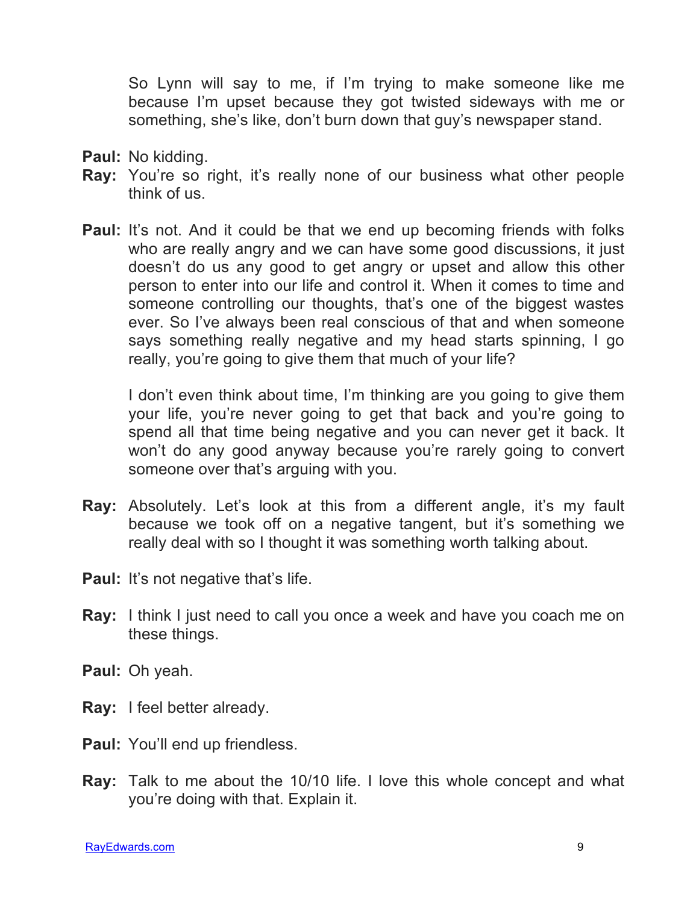So Lynn will say to me, if I'm trying to make someone like me because I'm upset because they got twisted sideways with me or something, she's like, don't burn down that guy's newspaper stand.

**Paul:** No kidding.

**Ray:** You're so right, it's really none of our business what other people think of us.

**Paul:** It's not. And it could be that we end up becoming friends with folks who are really angry and we can have some good discussions, it just doesn't do us any good to get angry or upset and allow this other person to enter into our life and control it. When it comes to time and someone controlling our thoughts, that's one of the biggest wastes ever. So I've always been real conscious of that and when someone says something really negative and my head starts spinning, I go really, you're going to give them that much of your life?

I don't even think about time, I'm thinking are you going to give them your life, you're never going to get that back and you're going to spend all that time being negative and you can never get it back. It won't do any good anyway because you're rarely going to convert someone over that's arguing with you.

**Ray:** Absolutely. Let's look at this from a different angle, it's my fault because we took off on a negative tangent, but it's something we really deal with so I thought it was something worth talking about.

**Paul:** It's not negative that's life.

**Ray:** I think I just need to call you once a week and have you coach me on these things.

**Paul:** Oh yeah.

**Ray:** I feel better already.

**Paul:** You'll end up friendless.

**Ray:** Talk to me about the 10/10 life. I love this whole concept and what you're doing with that. Explain it.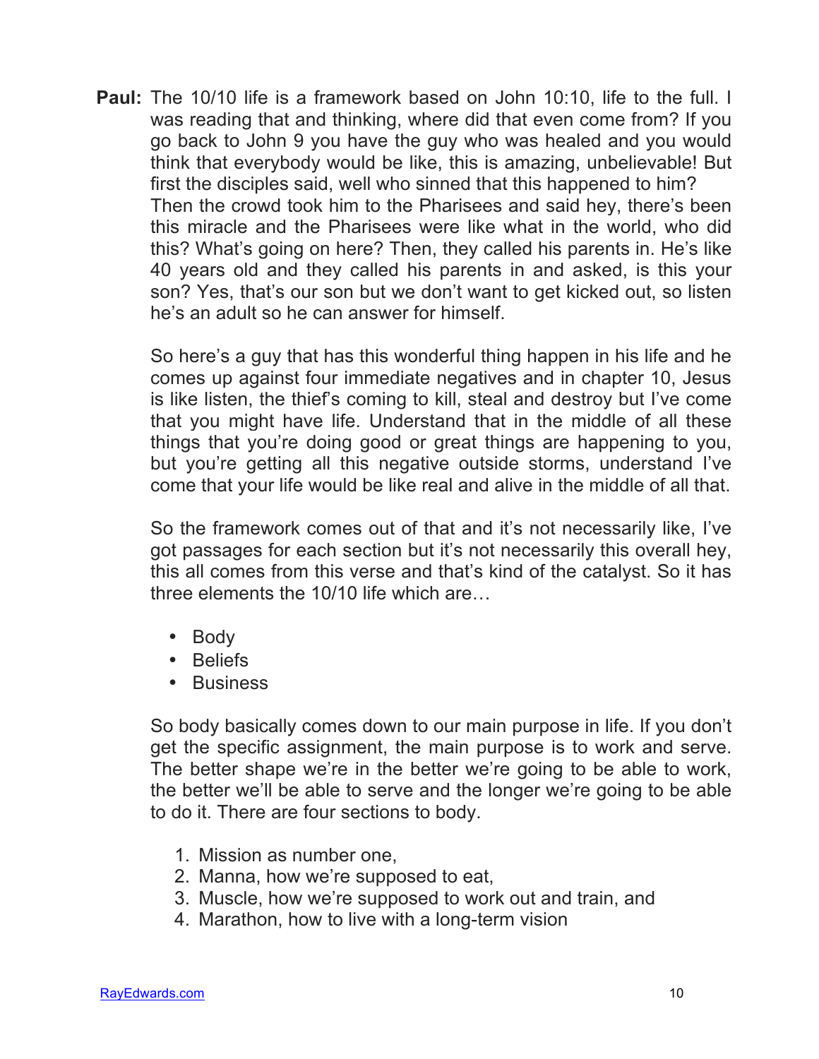**Paul:** The 10/10 life is a framework based on John 10:10, life to the full. I was reading that and thinking, where did that even come from? If you go back to John 9 you have the guy who was healed and you would think that everybody would be like, this is amazing, unbelievable! But first the disciples said, well who sinned that this happened to him? Then the crowd took him to the Pharisees and said hey, there's been this miracle and the Pharisees were like what in the world, who did this? What's going on here? Then, they called his parents in. He's like 40 years old and they called his parents in and asked, is this your son? Yes, that's our son but we don't want to get kicked out, so listen he's an adult so he can answer for himself.

So here's a guy that has this wonderful thing happen in his life and he comes up against four immediate negatives and in chapter 10, Jesus is like listen, the thief's coming to kill, steal and destroy but I've come that you might have life. Understand that in the middle of all these things that you're doing good or great things are happening to you, but you're getting all this negative outside storms, understand I've come that your life would be like real and alive in the middle of all that.

So the framework comes out of that and it's not necessarily like, I've got passages for each section but it's not necessarily this overall hey, this all comes from this verse and that's kind of the catalyst. So it has three elements the 10/10 life which are…

- Body
- Beliefs
- Business

So body basically comes down to our main purpose in life. If you don't get the specific assignment, the main purpose is to work and serve. The better shape we're in the better we're going to be able to work, the better we'll be able to serve and the longer we're going to be able to do it. There are four sections to body.

1. Mission as number one,
2. Manna, how we're supposed to eat,
3. Muscle, how we're supposed to work out and train, and
4. Marathon, how to live with a long-term vision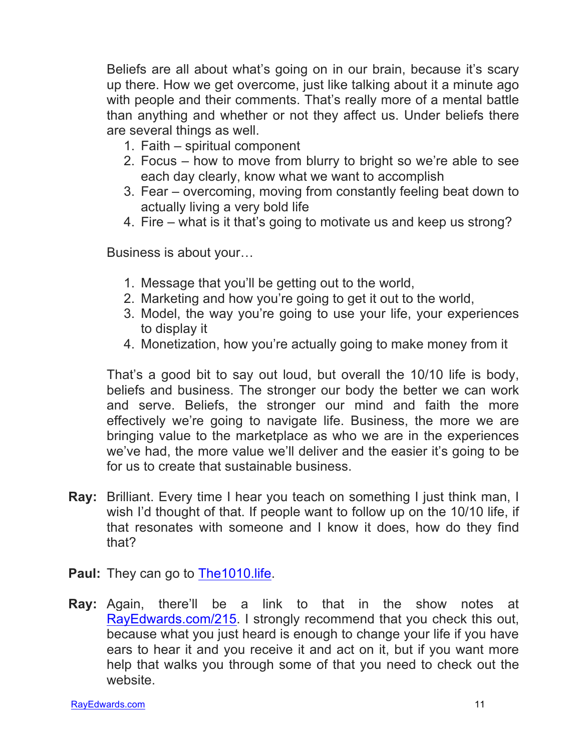Beliefs are all about what's going on in our brain, because it's scary up there. How we get overcome, just like talking about it a minute ago with people and their comments. That's really more of a mental battle than anything and whether or not they affect us. Under beliefs there are several things as well.

1. Faith – spiritual component
2. Focus – how to move from blurry to bright so we're able to see each day clearly, know what we want to accomplish
3. Fear – overcoming, moving from constantly feeling beat down to actually living a very bold life
4. Fire – what is it that's going to motivate us and keep us strong?

Business is about your…

1. Message that you'll be getting out to the world,
2. Marketing and how you're going to get it out to the world,
3. Model, the way you're going to use your life, your experiences to display it
4. Monetization, how you're actually going to make money from it

That's a good bit to say out loud, but overall the 10/10 life is body, beliefs and business. The stronger our body the better we can work and serve. Beliefs, the stronger our mind and faith the more effectively we're going to navigate life. Business, the more we are bringing value to the marketplace as who we are in the experiences we've had, the more value we'll deliver and the easier it's going to be for us to create that sustainable business.

**Ray:** Brilliant. Every time I hear you teach on something I just think man, I wish I'd thought of that. If people want to follow up on the 10/10 life, if that resonates with someone and I know it does, how do they find that?

**Paul:** They can go to The1010.life.

**Ray:** Again, there'll be a link to that in the show notes at RayEdwards.com/215. I strongly recommend that you check this out, because what you just heard is enough to change your life if you have ears to hear it and you receive it and act on it, but if you want more help that walks you through some of that you need to check out the website.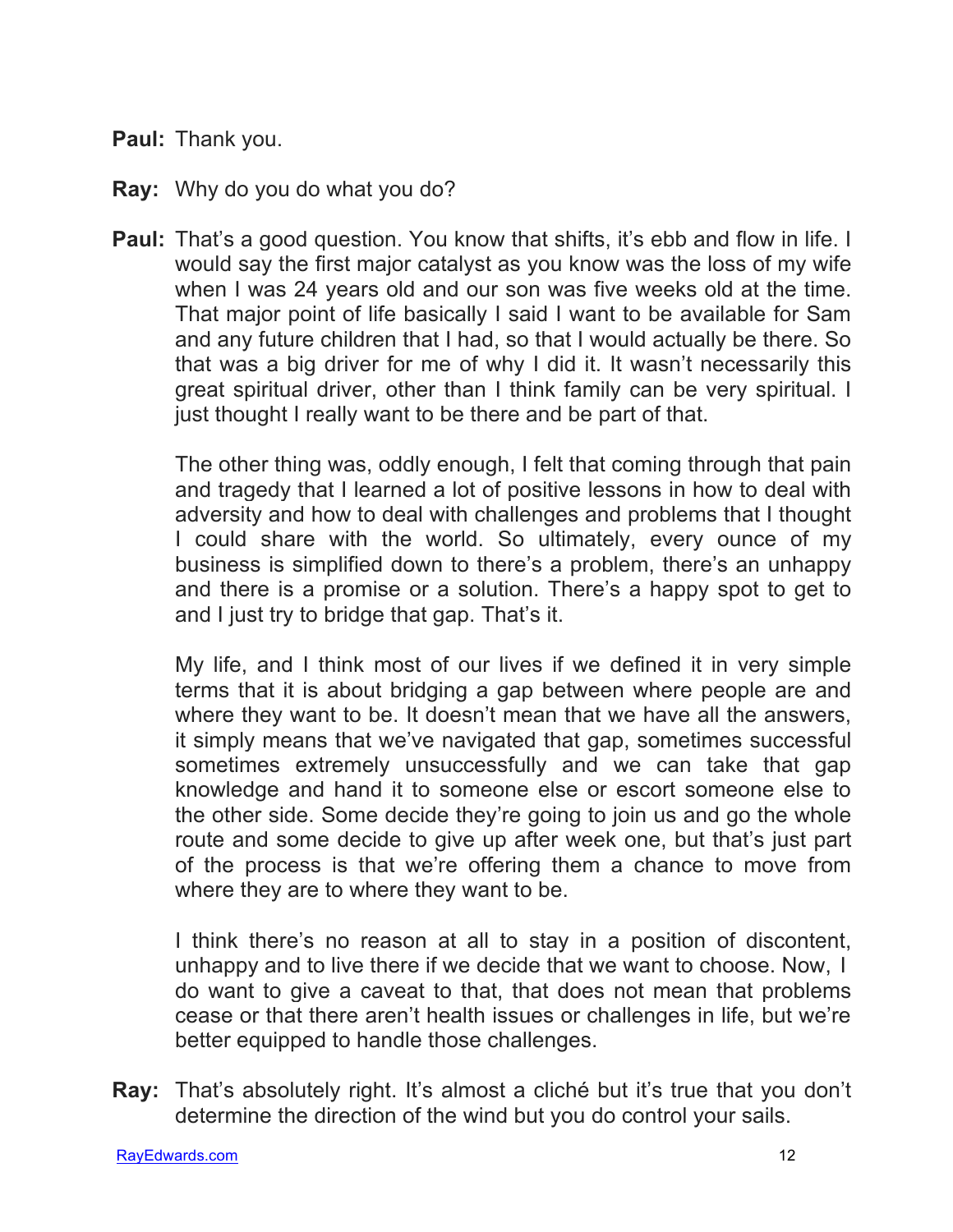**Paul:** Thank you.

**Ray:** Why do you do what you do?

**Paul:** That's a good question. You know that shifts, it's ebb and flow in life. I would say the first major catalyst as you know was the loss of my wife when I was 24 years old and our son was five weeks old at the time. That major point of life basically I said I want to be available for Sam and any future children that I had, so that I would actually be there. So that was a big driver for me of why I did it. It wasn't necessarily this great spiritual driver, other than I think family can be very spiritual. I just thought I really want to be there and be part of that.

The other thing was, oddly enough, I felt that coming through that pain and tragedy that I learned a lot of positive lessons in how to deal with adversity and how to deal with challenges and problems that I thought I could share with the world. So ultimately, every ounce of my business is simplified down to there's a problem, there's an unhappy and there is a promise or a solution. There's a happy spot to get to and I just try to bridge that gap. That's it.

My life, and I think most of our lives if we defined it in very simple terms that it is about bridging a gap between where people are and where they want to be. It doesn't mean that we have all the answers, it simply means that we've navigated that gap, sometimes successful sometimes extremely unsuccessfully and we can take that gap knowledge and hand it to someone else or escort someone else to the other side. Some decide they're going to join us and go the whole route and some decide to give up after week one, but that's just part of the process is that we're offering them a chance to move from where they are to where they want to be.

I think there's no reason at all to stay in a position of discontent, unhappy and to live there if we decide that we want to choose. Now, I do want to give a caveat to that, that does not mean that problems cease or that there aren't health issues or challenges in life, but we're better equipped to handle those challenges.

**Ray:** That's absolutely right. It's almost a cliché but it's true that you don't determine the direction of the wind but you do control your sails.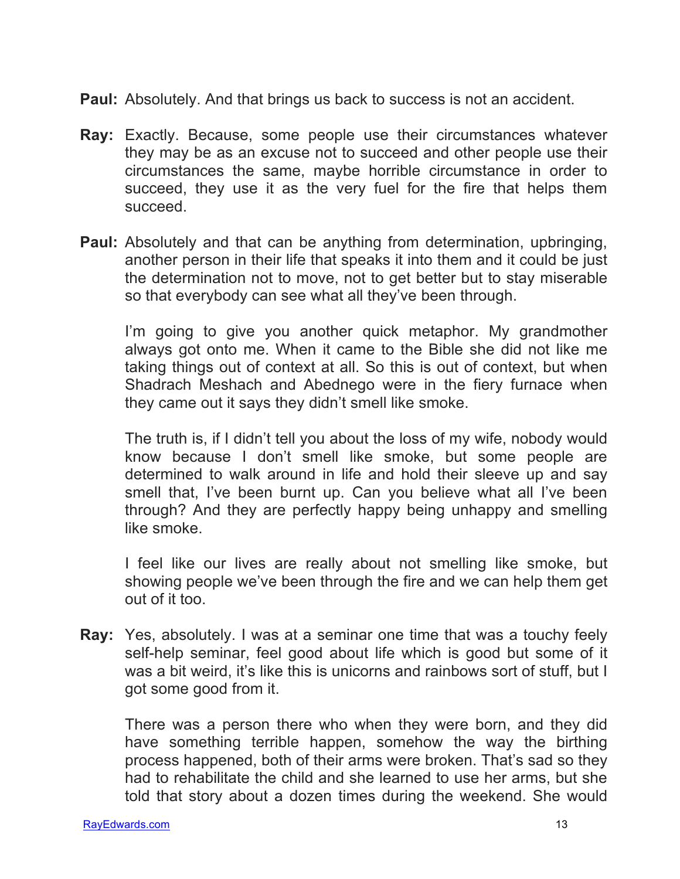**Paul:** Absolutely. And that brings us back to success is not an accident.

**Ray:** Exactly. Because, some people use their circumstances whatever they may be as an excuse not to succeed and other people use their circumstances the same, maybe horrible circumstance in order to succeed, they use it as the very fuel for the fire that helps them succeed.

**Paul:** Absolutely and that can be anything from determination, upbringing, another person in their life that speaks it into them and it could be just the determination not to move, not to get better but to stay miserable so that everybody can see what all they've been through.

I'm going to give you another quick metaphor. My grandmother always got onto me. When it came to the Bible she did not like me taking things out of context at all. So this is out of context, but when Shadrach Meshach and Abednego were in the fiery furnace when they came out it says they didn't smell like smoke.

The truth is, if I didn't tell you about the loss of my wife, nobody would know because I don't smell like smoke, but some people are determined to walk around in life and hold their sleeve up and say smell that, I've been burnt up. Can you believe what all I've been through? And they are perfectly happy being unhappy and smelling like smoke.

I feel like our lives are really about not smelling like smoke, but showing people we've been through the fire and we can help them get out of it too.

**Ray:** Yes, absolutely. I was at a seminar one time that was a touchy feely self-help seminar, feel good about life which is good but some of it was a bit weird, it's like this is unicorns and rainbows sort of stuff, but I got some good from it.

There was a person there who when they were born, and they did have something terrible happen, somehow the way the birthing process happened, both of their arms were broken. That's sad so they had to rehabilitate the child and she learned to use her arms, but she told that story about a dozen times during the weekend. She would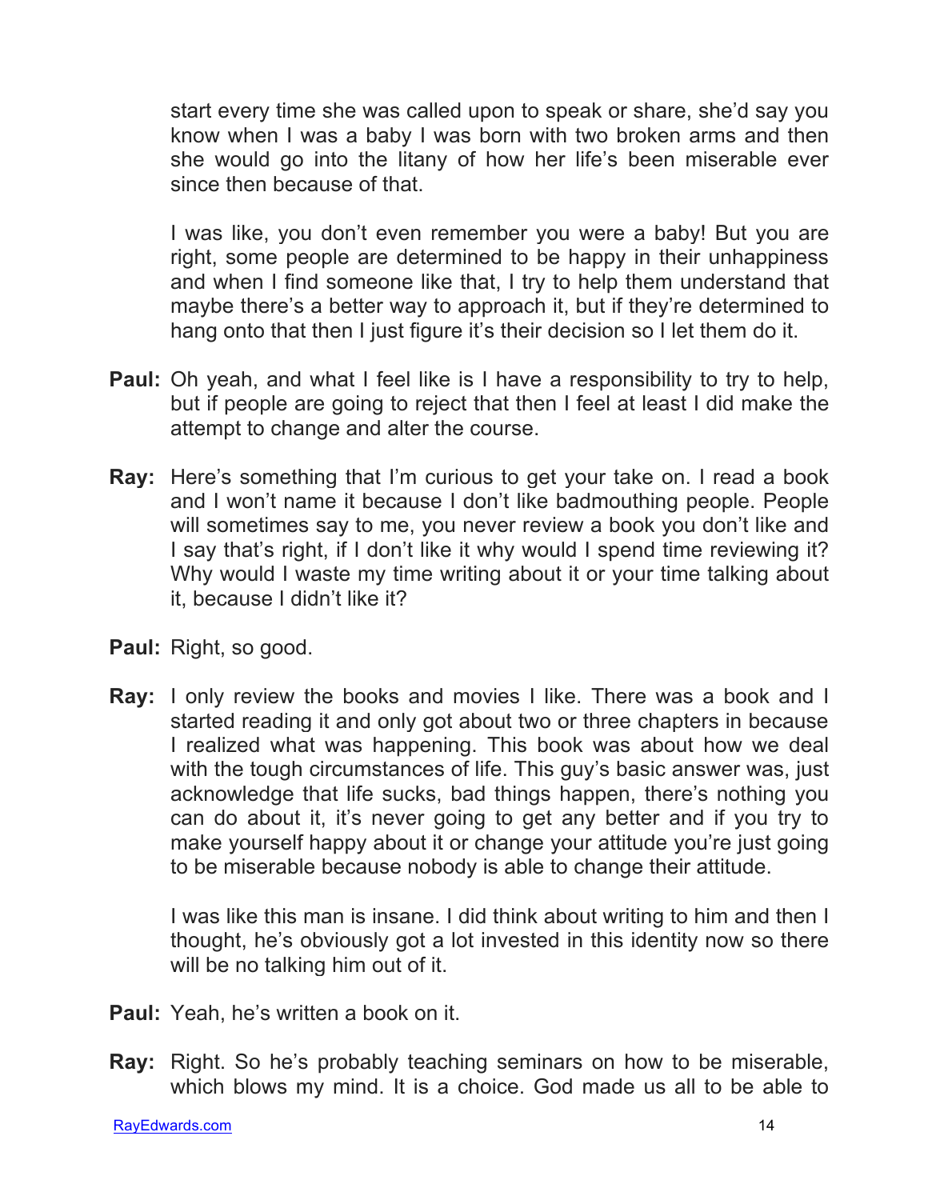start every time she was called upon to speak or share, she'd say you know when I was a baby I was born with two broken arms and then she would go into the litany of how her life's been miserable ever since then because of that.

I was like, you don't even remember you were a baby! But you are right, some people are determined to be happy in their unhappiness and when I find someone like that, I try to help them understand that maybe there's a better way to approach it, but if they're determined to hang onto that then I just figure it's their decision so I let them do it.

**Paul:** Oh yeah, and what I feel like is I have a responsibility to try to help, but if people are going to reject that then I feel at least I did make the attempt to change and alter the course.

**Ray:** Here's something that I'm curious to get your take on. I read a book and I won't name it because I don't like badmouthing people. People will sometimes say to me, you never review a book you don't like and I say that's right, if I don't like it why would I spend time reviewing it? Why would I waste my time writing about it or your time talking about it, because I didn't like it?

**Paul:** Right, so good.

**Ray:** I only review the books and movies I like. There was a book and I started reading it and only got about two or three chapters in because I realized what was happening. This book was about how we deal with the tough circumstances of life. This guy's basic answer was, just acknowledge that life sucks, bad things happen, there's nothing you can do about it, it's never going to get any better and if you try to make yourself happy about it or change your attitude you're just going to be miserable because nobody is able to change their attitude.

I was like this man is insane. I did think about writing to him and then I thought, he's obviously got a lot invested in this identity now so there will be no talking him out of it.

**Paul:** Yeah, he's written a book on it.

**Ray:** Right. So he's probably teaching seminars on how to be miserable, which blows my mind. It is a choice. God made us all to be able to

RayEdwards.com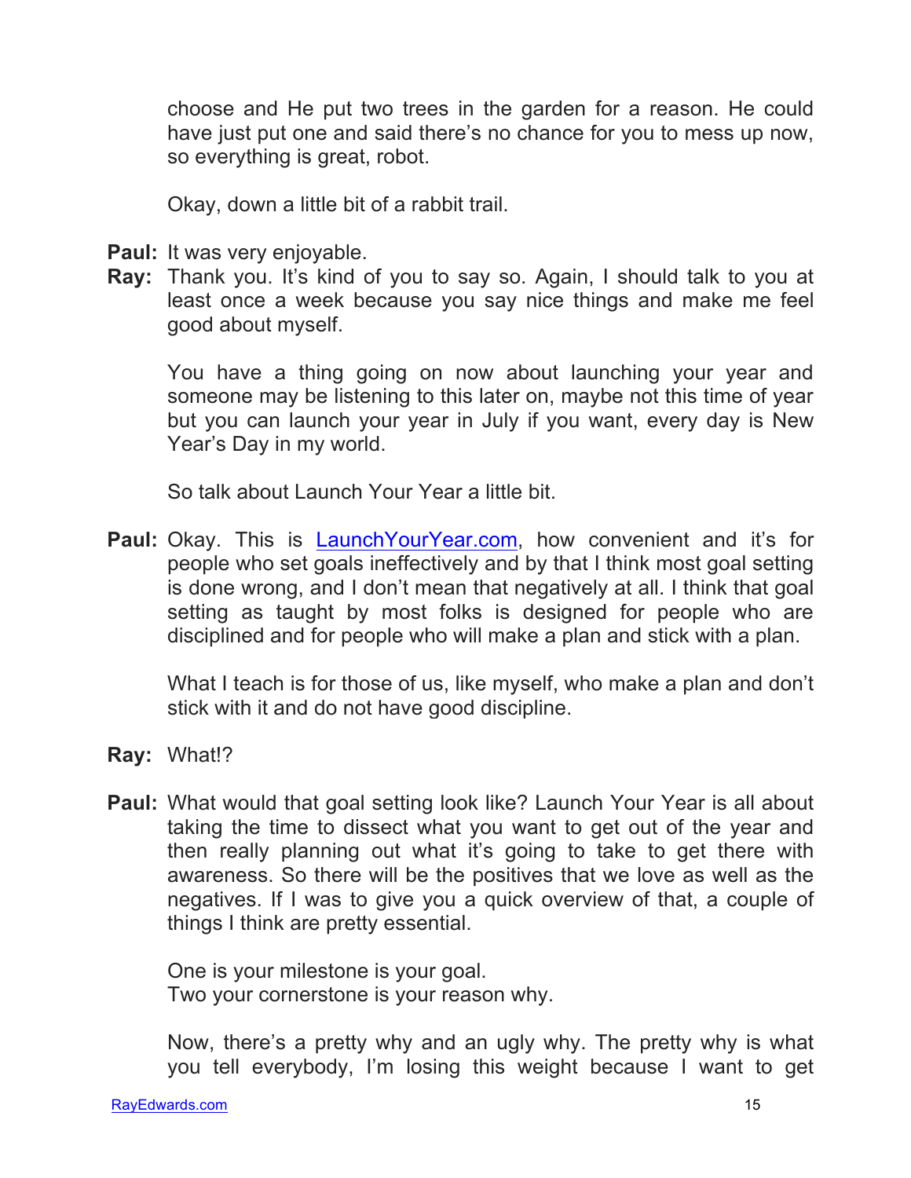choose and He put two trees in the garden for a reason. He could have just put one and said there's no chance for you to mess up now, so everything is great, robot.

Okay, down a little bit of a rabbit trail.

**Paul:** It was very enjoyable.

**Ray:** Thank you. It's kind of you to say so. Again, I should talk to you at least once a week because you say nice things and make me feel good about myself.

You have a thing going on now about launching your year and someone may be listening to this later on, maybe not this time of year but you can launch your year in July if you want, every day is New Year's Day in my world.

So talk about Launch Your Year a little bit.

**Paul:** Okay. This is LaunchYourYear.com, how convenient and it's for people who set goals ineffectively and by that I think most goal setting is done wrong, and I don't mean that negatively at all. I think that goal setting as taught by most folks is designed for people who are disciplined and for people who will make a plan and stick with a plan.

What I teach is for those of us, like myself, who make a plan and don't stick with it and do not have good discipline.

**Ray:** What!?

**Paul:** What would that goal setting look like? Launch Your Year is all about taking the time to dissect what you want to get out of the year and then really planning out what it's going to take to get there with awareness. So there will be the positives that we love as well as the negatives. If I was to give you a quick overview of that, a couple of things I think are pretty essential.

One is your milestone is your goal.
Two your cornerstone is your reason why.

Now, there's a pretty why and an ugly why. The pretty why is what you tell everybody, I'm losing this weight because I want to get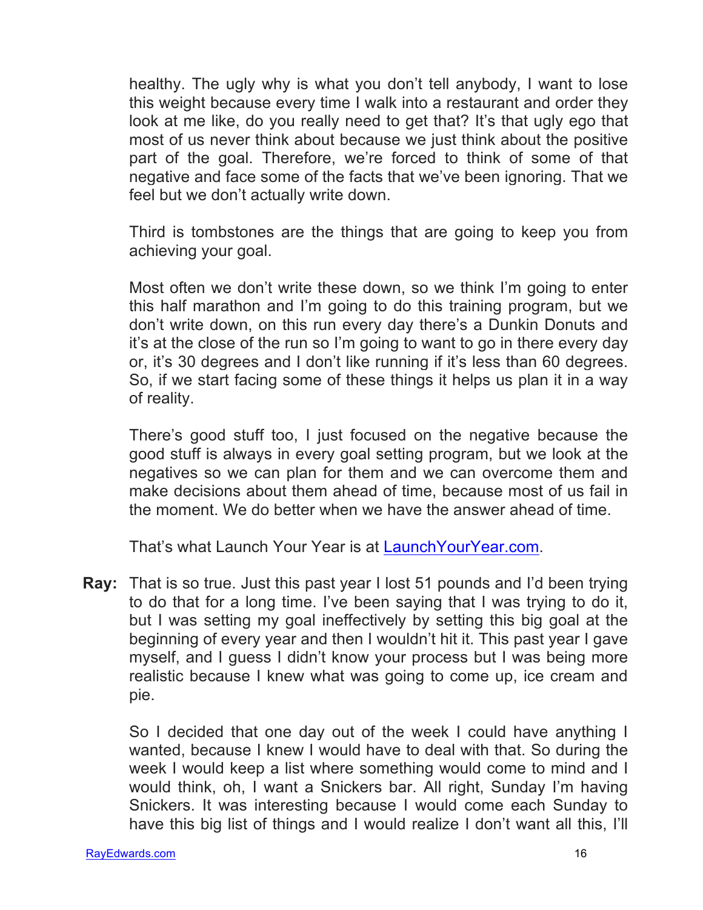healthy. The ugly why is what you don't tell anybody, I want to lose this weight because every time I walk into a restaurant and order they look at me like, do you really need to get that? It's that ugly ego that most of us never think about because we just think about the positive part of the goal. Therefore, we're forced to think of some of that negative and face some of the facts that we've been ignoring. That we feel but we don't actually write down.

Third is tombstones are the things that are going to keep you from achieving your goal.

Most often we don't write these down, so we think I'm going to enter this half marathon and I'm going to do this training program, but we don't write down, on this run every day there's a Dunkin Donuts and it's at the close of the run so I'm going to want to go in there every day or, it's 30 degrees and I don't like running if it's less than 60 degrees. So, if we start facing some of these things it helps us plan it in a way of reality.

There's good stuff too, I just focused on the negative because the good stuff is always in every goal setting program, but we look at the negatives so we can plan for them and we can overcome them and make decisions about them ahead of time, because most of us fail in the moment. We do better when we have the answer ahead of time.

That's what Launch Your Year is at LaunchYourYear.com.

**Ray:** That is so true. Just this past year I lost 51 pounds and I'd been trying to do that for a long time. I've been saying that I was trying to do it, but I was setting my goal ineffectively by setting this big goal at the beginning of every year and then I wouldn't hit it. This past year I gave myself, and I guess I didn't know your process but I was being more realistic because I knew what was going to come up, ice cream and pie.

So I decided that one day out of the week I could have anything I wanted, because I knew I would have to deal with that. So during the week I would keep a list where something would come to mind and I would think, oh, I want a Snickers bar. All right, Sunday I'm having Snickers. It was interesting because I would come each Sunday to have this big list of things and I would realize I don't want all this, I'll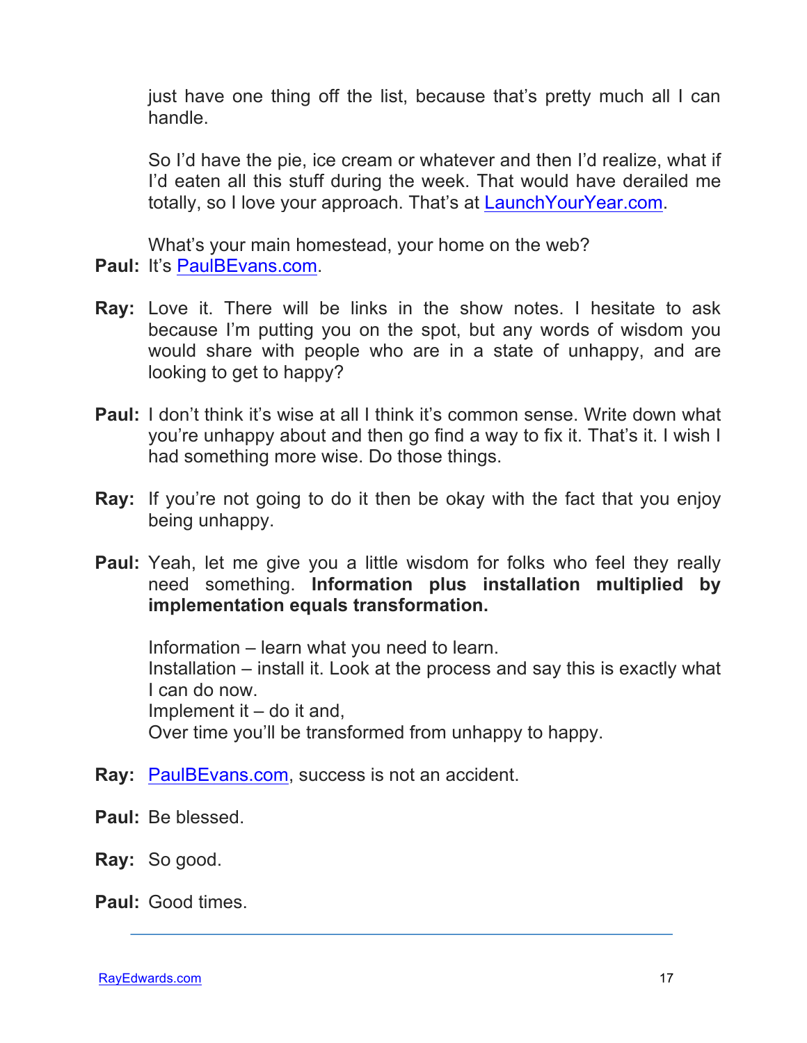just have one thing off the list, because that's pretty much all I can handle.

So I'd have the pie, ice cream or whatever and then I'd realize, what if I'd eaten all this stuff during the week. That would have derailed me totally, so I love your approach. That's at LaunchYourYear.com.

What's your main homestead, your home on the web?

**Paul:** It's PaulBEvans.com.

**Ray:** Love it. There will be links in the show notes. I hesitate to ask because I'm putting you on the spot, but any words of wisdom you would share with people who are in a state of unhappy, and are looking to get to happy?

**Paul:** I don't think it's wise at all I think it's common sense. Write down what you're unhappy about and then go find a way to fix it. That's it. I wish I had something more wise. Do those things.

**Ray:** If you're not going to do it then be okay with the fact that you enjoy being unhappy.

**Paul:** Yeah, let me give you a little wisdom for folks who feel they really need something. **Information plus installation multiplied by implementation equals transformation.**

Information – learn what you need to learn.
Installation – install it. Look at the process and say this is exactly what I can do now.
Implement it – do it and,
Over time you'll be transformed from unhappy to happy.

**Ray:** PaulBEvans.com, success is not an accident.

**Paul:** Be blessed.

**Ray:** So good.

**Paul:** Good times.

---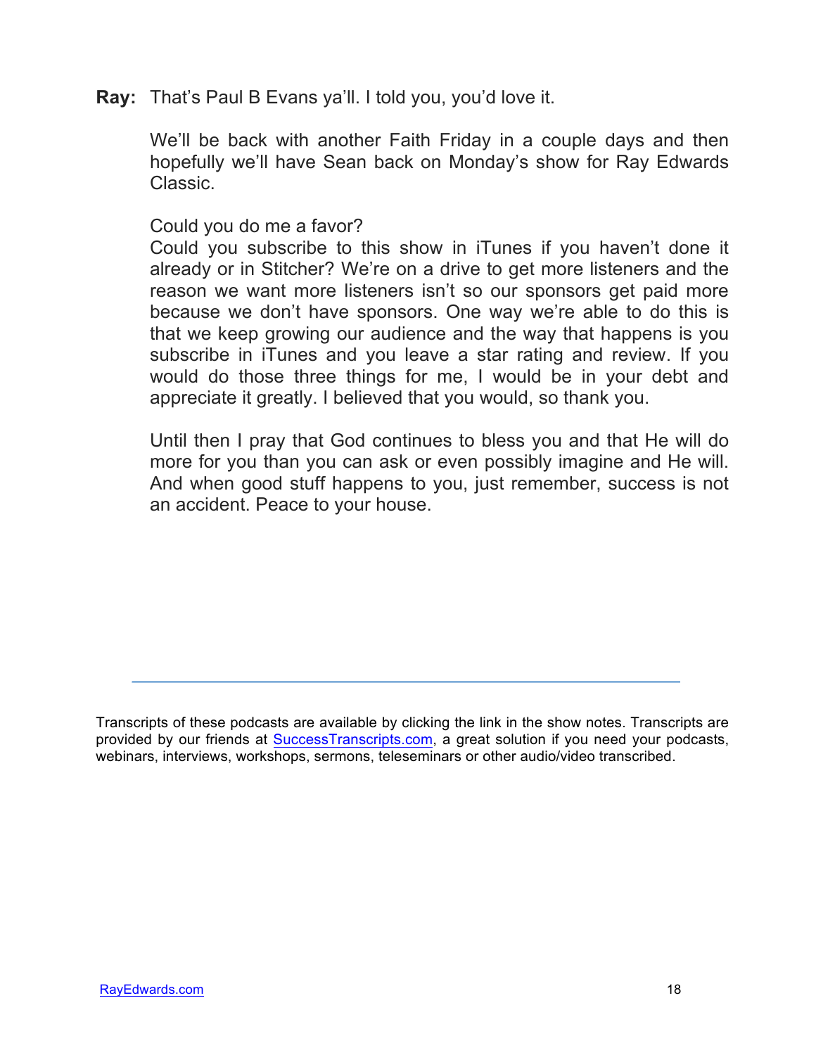**Ray:** That's Paul B Evans ya'll. I told you, you'd love it.

We'll be back with another Faith Friday in a couple days and then hopefully we'll have Sean back on Monday's show for Ray Edwards Classic.

Could you do me a favor?
Could you subscribe to this show in iTunes if you haven't done it already or in Stitcher? We're on a drive to get more listeners and the reason we want more listeners isn't so our sponsors get paid more because we don't have sponsors. One way we're able to do this is that we keep growing our audience and the way that happens is you subscribe in iTunes and you leave a star rating and review. If you would do those three things for me, I would be in your debt and appreciate it greatly. I believed that you would, so thank you.

Until then I pray that God continues to bless you and that He will do more for you than you can ask or even possibly imagine and He will. And when good stuff happens to you, just remember, success is not an accident. Peace to your house.

---

Transcripts of these podcasts are available by clicking the link in the show notes. Transcripts are provided by our friends at SuccessTranscripts.com, a great solution if you need your podcasts, webinars, interviews, workshops, sermons, teleseminars or other audio/video transcribed.